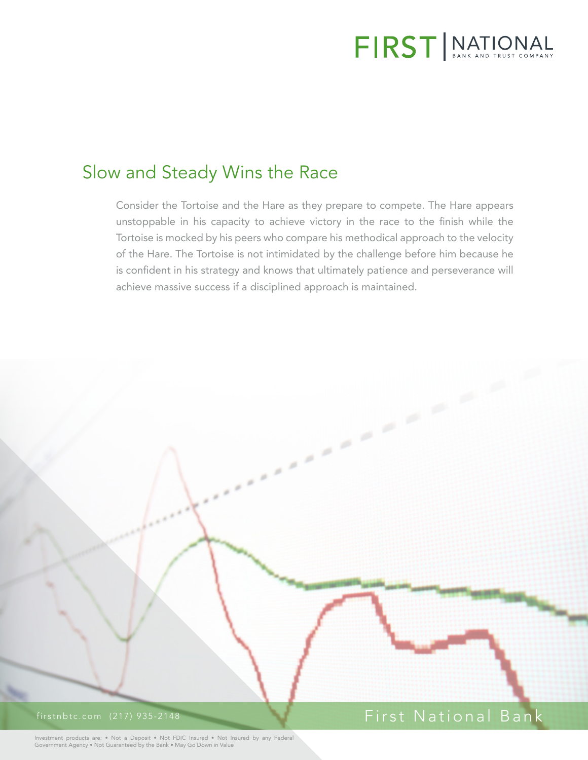# Slow and Steady Wins the Race

Consider the Tortoise and the Hare as they prepare to compete. The Hare appears unstoppable in his capacity to achieve victory in the race to the finish while the Tortoise is mocked by his peers who compare his methodical approach to the velocity of the Hare. The Tortoise is not intimidated by the challenge before him because he is confident in his strategy and knows that ultimately patience and perseverance will achieve massive success if a disciplined approach is maintained.

firstnbtc.com (217) 935-2148

First National Bank

Investment products are: • Not a Deposit • Not FDIC Insured • Not Insured by any Federal Government Agency • Not Guaranteed by the Bank • May Go Down in Value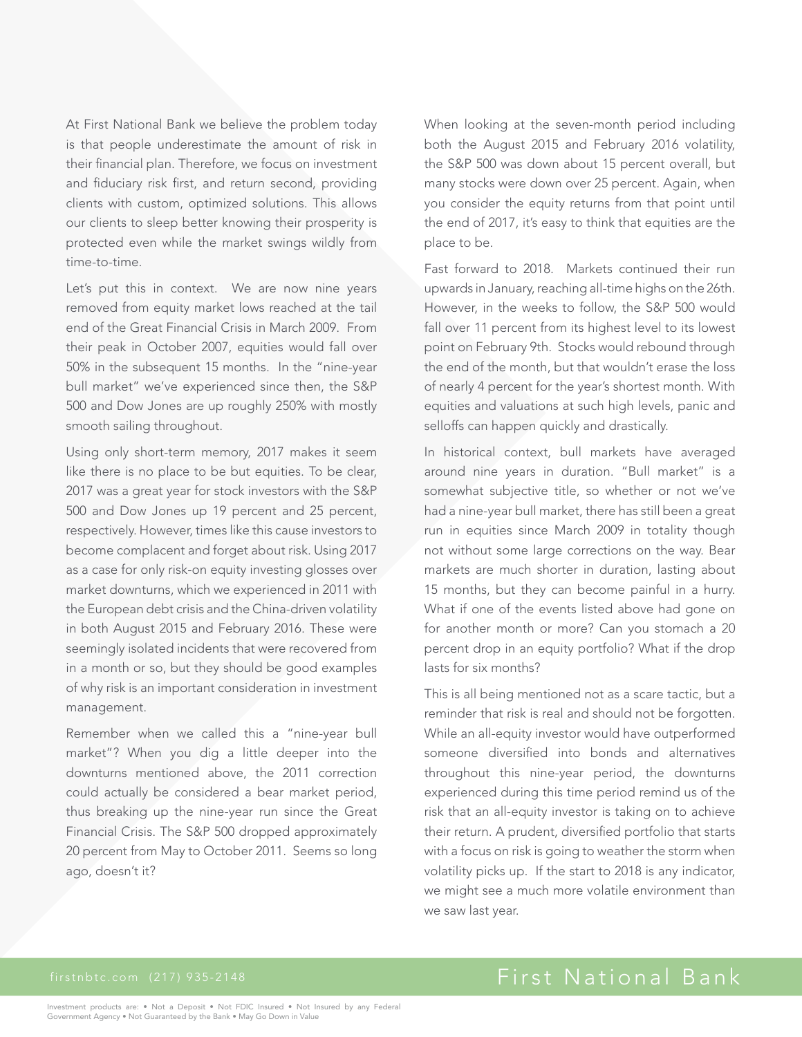At First National Bank we believe the problem today is that people underestimate the amount of risk in their financial plan. Therefore, we focus on investment and fiduciary risk first, and return second, providing clients with custom, optimized solutions. This allows our clients to sleep better knowing their prosperity is protected even while the market swings wildly from time-to-time.

Let's put this in context. We are now nine years removed from equity market lows reached at the tail end of the Great Financial Crisis in March 2009. From their peak in October 2007, equities would fall over 50% in the subsequent 15 months. In the "nine-year bull market" we've experienced since then, the S&P 500 and Dow Jones are up roughly 250% with mostly smooth sailing throughout.

Using only short-term memory, 2017 makes it seem like there is no place to be but equities. To be clear, 2017 was a great year for stock investors with the S&P 500 and Dow Jones up 19 percent and 25 percent, respectively. However, times like this cause investors to become complacent and forget about risk. Using 2017 as a case for only risk-on equity investing glosses over market downturns, which we experienced in 2011 with the European debt crisis and the China-driven volatility in both August 2015 and February 2016. These were seemingly isolated incidents that were recovered from in a month or so, but they should be good examples of why risk is an important consideration in investment management.

Remember when we called this a "nine-year bull market"? When you dig a little deeper into the downturns mentioned above, the 2011 correction could actually be considered a bear market period, thus breaking up the nine-year run since the Great Financial Crisis. The S&P 500 dropped approximately 20 percent from May to October 2011. Seems so long ago, doesn't it?

When looking at the seven-month period including both the August 2015 and February 2016 volatility, the S&P 500 was down about 15 percent overall, but many stocks were down over 25 percent. Again, when you consider the equity returns from that point until the end of 2017, it's easy to think that equities are the place to be.

Fast forward to 2018. Markets continued their run upwards in January, reaching all-time highs on the 26th. However, in the weeks to follow, the S&P 500 would fall over 11 percent from its highest level to its lowest point on February 9th. Stocks would rebound through the end of the month, but that wouldn't erase the loss of nearly 4 percent for the year's shortest month. With equities and valuations at such high levels, panic and selloffs can happen quickly and drastically.

In historical context, bull markets have averaged around nine years in duration. "Bull market" is a somewhat subjective title, so whether or not we've had a nine-year bull market, there has still been a great run in equities since March 2009 in totality though not without some large corrections on the way. Bear markets are much shorter in duration, lasting about 15 months, but they can become painful in a hurry. What if one of the events listed above had gone on for another month or more? Can you stomach a 20 percent drop in an equity portfolio? What if the drop lasts for six months?

This is all being mentioned not as a scare tactic, but a reminder that risk is real and should not be forgotten. While an all-equity investor would have outperformed someone diversified into bonds and alternatives throughout this nine-year period, the downturns experienced during this time period remind us of the risk that an all-equity investor is taking on to achieve their return. A prudent, diversified portfolio that starts with a focus on risk is going to weather the storm when volatility picks up. If the start to 2018 is any indicator, we might see a much more volatile environment than we saw last year.

firstnbtc.com (217) 935-2148 First National Bank

Investment products are: • Not a Deposit • Not FDIC Insured • Not Insured by any Federal Government Agency • Not Guaranteed by the Bank • May Go Down in Value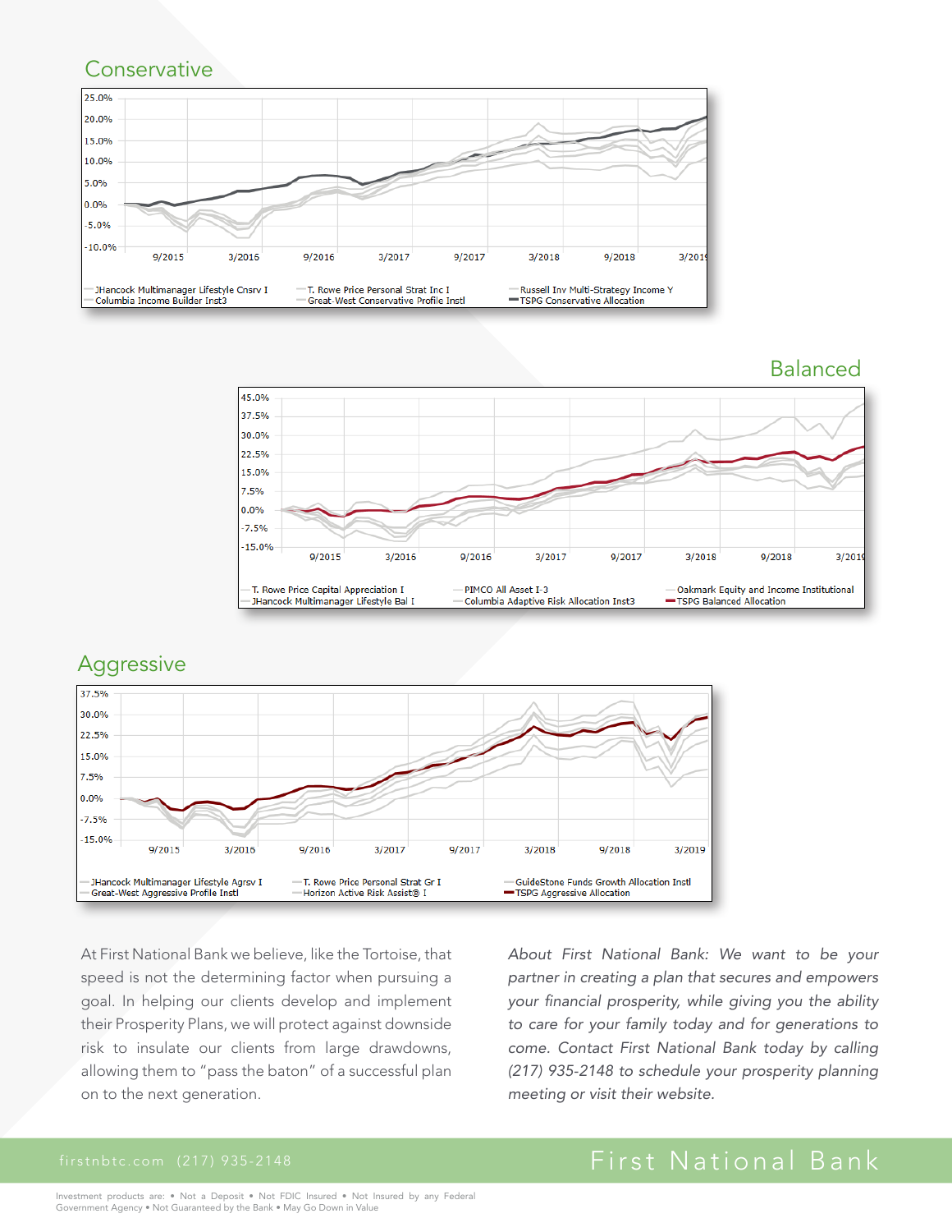## Conservative

25.0%
20.0%
15.0%
10.0%
5.0%
0.0%
-5.0%
-10.0%

9/2015 3/2016 9/2016 3/2017 9/2017 3/2018 9/2018 3/2019

JHancock Multimanager Lifestyle Cnsrv I
Columbia Income Builder Inst3
T. Rowe Price Personal Strat Inc I
Great-West Conservative Profile Instl
Russell Inv Multi-Strategy Income Y
TSPG Conservative Allocation

## Balanced

45.0%
37.5%
30.0%
22.5%
15.0%
7.5%
0.0%
-7.5%
-15.0%

9/2015 3/2016 9/2016 3/2017 9/2017 3/2018 9/2018 3/2019

T. Rowe Price Capital Appreciation I
JHancock Multimanager Lifestyle Bal I
PIMCO All Asset I-3
Columbia Adaptive Risk Allocation Inst3
Oakmark Equity and Income Institutional
TSPG Balanced Allocation

## Aggressive

37.5%
30.0%
22.5%
15.0%
7.5%
0.0%
-7.5%
-15.0%

9/2015 3/2016 9/2016 3/2017 9/2017 3/2018 9/2018 3/2019

JHancock Multimanager Lifestyle Agrsv I
Great-West Aggressive Profile Instl
T. Rowe Price Personal Strat Gr I
Horizon Active Risk Assist® I
GuideStone Funds Growth Allocation Instl
TSPG Aggressive Allocation

At First National Bank we believe, like the Tortoise, that speed is not the determining factor when pursuing a goal. In helping our clients develop and implement their Prosperity Plans, we will protect against downside risk to insulate our clients from large drawdowns, allowing them to "pass the baton" of a successful plan on to the next generation.

*About First National Bank: We want to be your partner in creating a plan that secures and empowers your financial prosperity, while giving you the ability to care for your family today and for generations to come. Contact First National Bank today by calling (217) 935-2148 to schedule your prosperity planning meeting or visit their website.*

firstnbtc.com (217) 935-2148

First National Bank

Investment products are: • Not a Deposit • Not FDIC Insured • Not Insured by any Federal Government Agency • Not Guaranteed by the Bank • May Go Down in Value